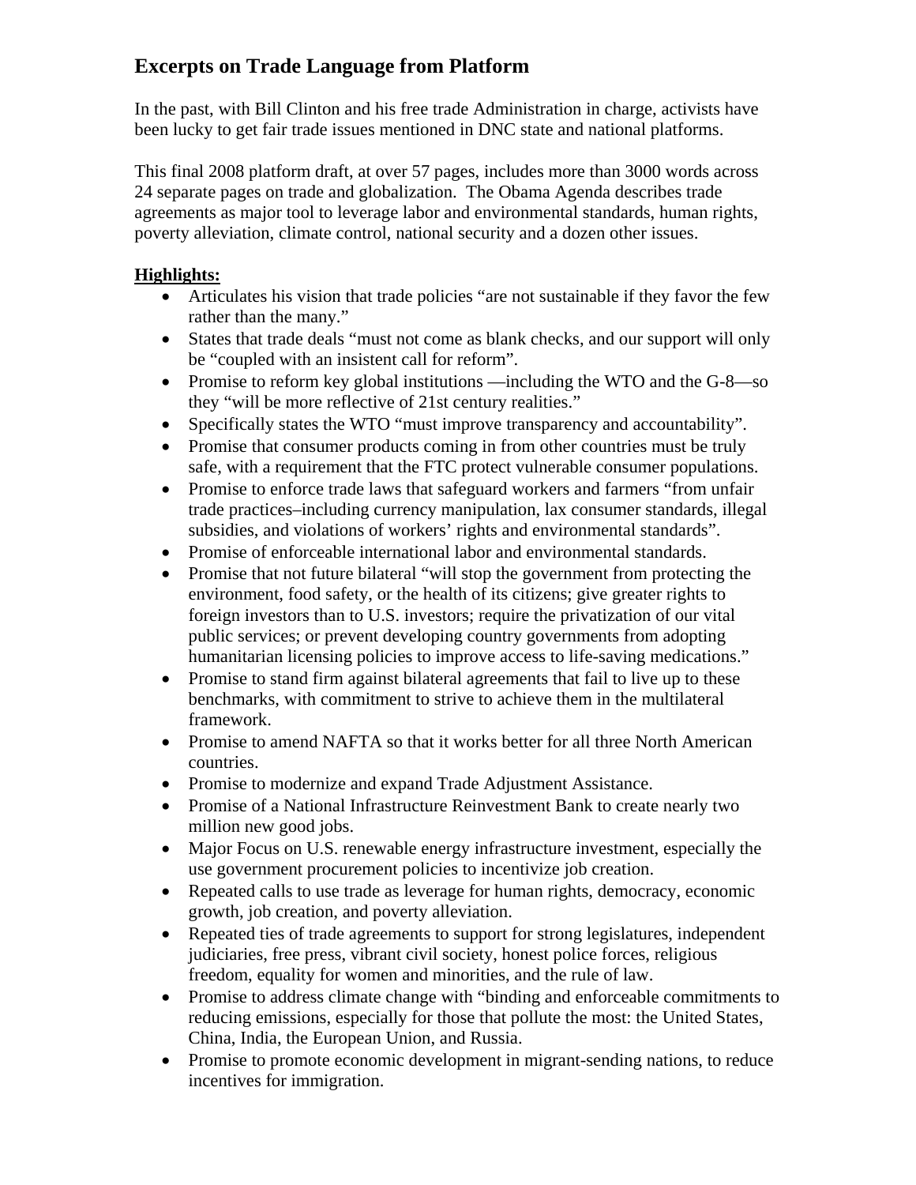# Excerpts on Trade Language from Platform

In the past, with Bill Clinton and his free trade Administration in charge, activists have been lucky to get fair trade issues mentioned in DNC state and national platforms.

This final 2008 platform draft, at over 57 pages, includes more than 3000 words across 24 separate pages on trade and globalization. The Obama Agenda describes trade agreements as major tool to leverage labor and environmental standards, human rights, poverty alleviation, climate control, national security and a dozen other issues.

**Highlights:**

- Articulates his vision that trade policies "are not sustainable if they favor the few rather than the many."
- States that trade deals "must not come as blank checks, and our support will only be "coupled with an insistent call for reform".
- Promise to reform key global institutions —including the WTO and the G-8—so they "will be more reflective of 21st century realities."
- Specifically states the WTO "must improve transparency and accountability".
- Promise that consumer products coming in from other countries must be truly safe, with a requirement that the FTC protect vulnerable consumer populations.
- Promise to enforce trade laws that safeguard workers and farmers "from unfair trade practices–including currency manipulation, lax consumer standards, illegal subsidies, and violations of workers' rights and environmental standards".
- Promise of enforceable international labor and environmental standards.
- Promise that not future bilateral "will stop the government from protecting the environment, food safety, or the health of its citizens; give greater rights to foreign investors than to U.S. investors; require the privatization of our vital public services; or prevent developing country governments from adopting humanitarian licensing policies to improve access to life-saving medications."
- Promise to stand firm against bilateral agreements that fail to live up to these benchmarks, with commitment to strive to achieve them in the multilateral framework.
- Promise to amend NAFTA so that it works better for all three North American countries.
- Promise to modernize and expand Trade Adjustment Assistance.
- Promise of a National Infrastructure Reinvestment Bank to create nearly two million new good jobs.
- Major Focus on U.S. renewable energy infrastructure investment, especially the use government procurement policies to incentivize job creation.
- Repeated calls to use trade as leverage for human rights, democracy, economic growth, job creation, and poverty alleviation.
- Repeated ties of trade agreements to support for strong legislatures, independent judiciaries, free press, vibrant civil society, honest police forces, religious freedom, equality for women and minorities, and the rule of law.
- Promise to address climate change with "binding and enforceable commitments to reducing emissions, especially for those that pollute the most: the United States, China, India, the European Union, and Russia.
- Promise to promote economic development in migrant-sending nations, to reduce incentives for immigration.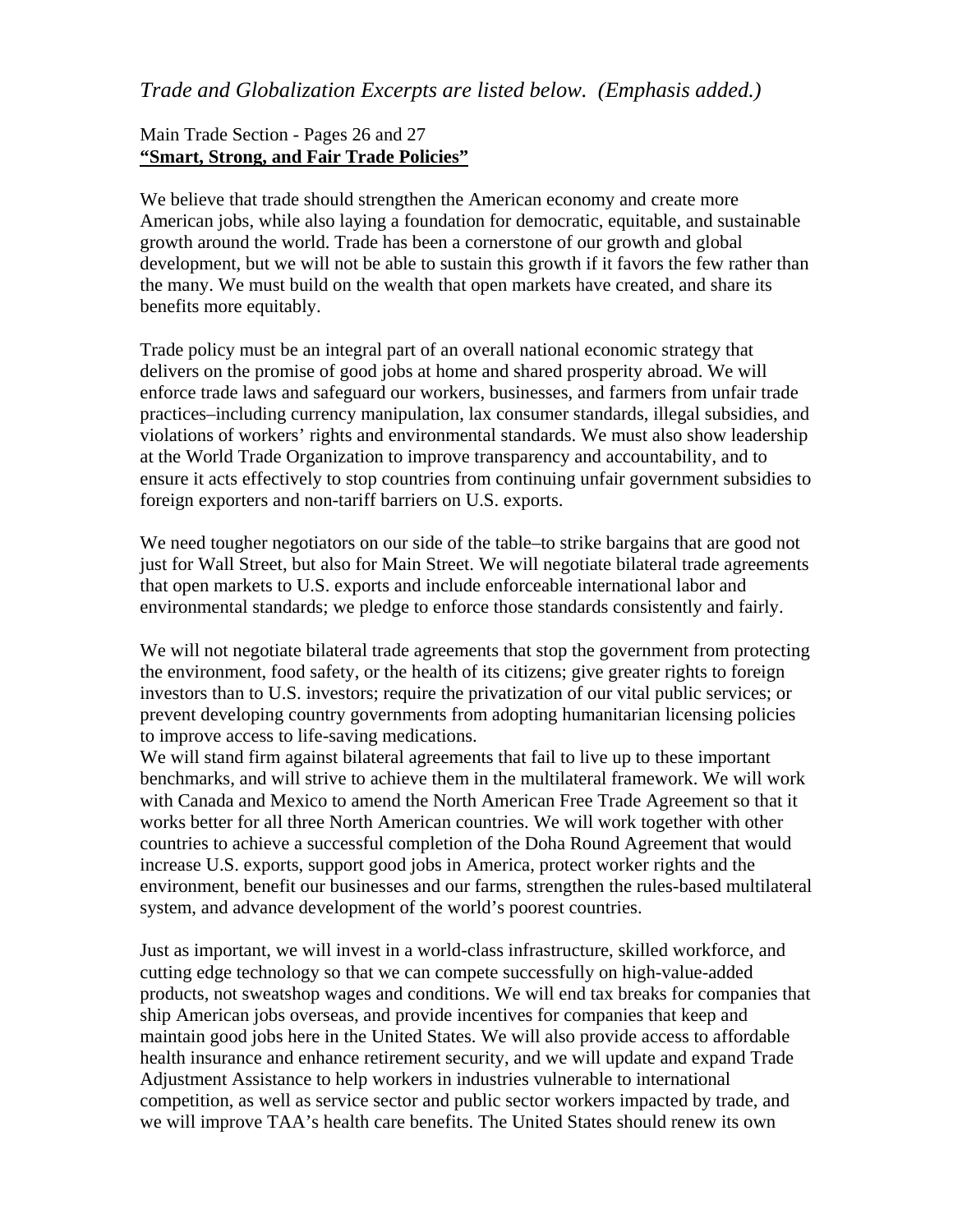*Trade and Globalization Excerpts are listed below. (Emphasis added.)*

Main Trade Section - Pages 26 and 27
**"Smart, Strong, and Fair Trade Policies"**

We believe that trade should strengthen the American economy and create more American jobs, while also laying a foundation for democratic, equitable, and sustainable growth around the world. Trade has been a cornerstone of our growth and global development, but we will not be able to sustain this growth if it favors the few rather than the many. We must build on the wealth that open markets have created, and share its benefits more equitably.

Trade policy must be an integral part of an overall national economic strategy that delivers on the promise of good jobs at home and shared prosperity abroad. We will enforce trade laws and safeguard our workers, businesses, and farmers from unfair trade practices–including currency manipulation, lax consumer standards, illegal subsidies, and violations of workers' rights and environmental standards. We must also show leadership at the World Trade Organization to improve transparency and accountability, and to ensure it acts effectively to stop countries from continuing unfair government subsidies to foreign exporters and non-tariff barriers on U.S. exports.

We need tougher negotiators on our side of the table–to strike bargains that are good not just for Wall Street, but also for Main Street. We will negotiate bilateral trade agreements that open markets to U.S. exports and include enforceable international labor and environmental standards; we pledge to enforce those standards consistently and fairly.

We will not negotiate bilateral trade agreements that stop the government from protecting the environment, food safety, or the health of its citizens; give greater rights to foreign investors than to U.S. investors; require the privatization of our vital public services; or prevent developing country governments from adopting humanitarian licensing policies to improve access to life-saving medications.
We will stand firm against bilateral agreements that fail to live up to these important benchmarks, and will strive to achieve them in the multilateral framework. We will work with Canada and Mexico to amend the North American Free Trade Agreement so that it works better for all three North American countries. We will work together with other countries to achieve a successful completion of the Doha Round Agreement that would increase U.S. exports, support good jobs in America, protect worker rights and the environment, benefit our businesses and our farms, strengthen the rules-based multilateral system, and advance development of the world's poorest countries.

Just as important, we will invest in a world-class infrastructure, skilled workforce, and cutting edge technology so that we can compete successfully on high-value-added products, not sweatshop wages and conditions. We will end tax breaks for companies that ship American jobs overseas, and provide incentives for companies that keep and maintain good jobs here in the United States. We will also provide access to affordable health insurance and enhance retirement security, and we will update and expand Trade Adjustment Assistance to help workers in industries vulnerable to international competition, as well as service sector and public sector workers impacted by trade, and we will improve TAA's health care benefits. The United States should renew its own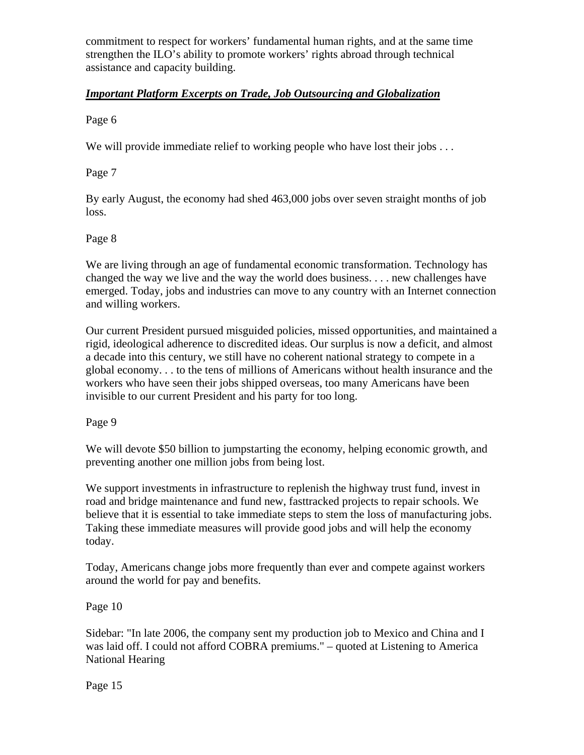commitment to respect for workers' fundamental human rights, and at the same time strengthen the ILO's ability to promote workers' rights abroad through technical assistance and capacity building.

## ***Important Platform Excerpts on Trade, Job Outsourcing and Globalization***

Page 6

We will provide immediate relief to working people who have lost their jobs . . .

Page 7

By early August, the economy had shed 463,000 jobs over seven straight months of job loss.

Page 8

We are living through an age of fundamental economic transformation. Technology has changed the way we live and the way the world does business. . . . new challenges have emerged. Today, jobs and industries can move to any country with an Internet connection and willing workers.

Our current President pursued misguided policies, missed opportunities, and maintained a rigid, ideological adherence to discredited ideas. Our surplus is now a deficit, and almost a decade into this century, we still have no coherent national strategy to compete in a global economy. . . to the tens of millions of Americans without health insurance and the workers who have seen their jobs shipped overseas, too many Americans have been invisible to our current President and his party for too long.

Page 9

We will devote $50 billion to jumpstarting the economy, helping economic growth, and preventing another one million jobs from being lost.

We support investments in infrastructure to replenish the highway trust fund, invest in road and bridge maintenance and fund new, fasttracked projects to repair schools. We believe that it is essential to take immediate steps to stem the loss of manufacturing jobs. Taking these immediate measures will provide good jobs and will help the economy today.

Today, Americans change jobs more frequently than ever and compete against workers around the world for pay and benefits.

Page 10

Sidebar: "In late 2006, the company sent my production job to Mexico and China and I was laid off. I could not afford COBRA premiums." – quoted at Listening to America National Hearing

Page 15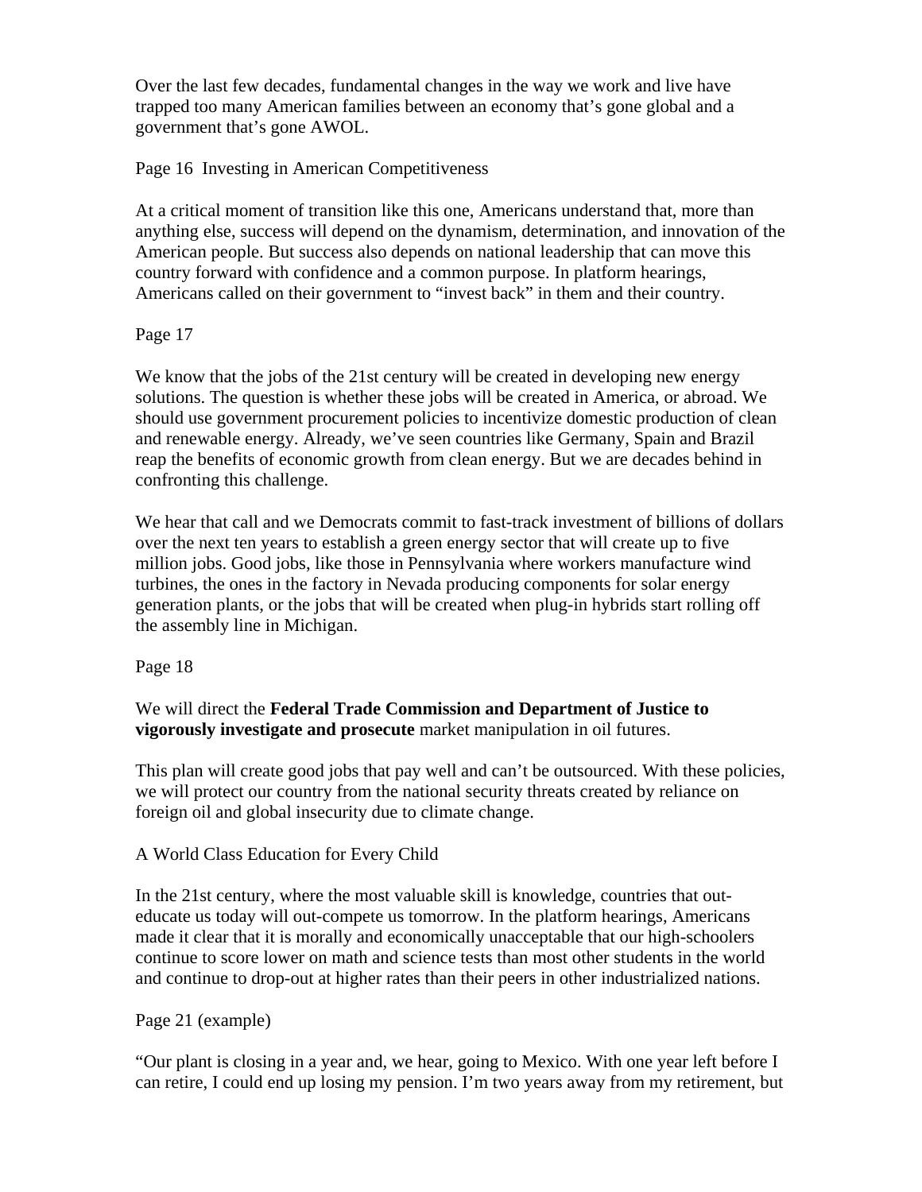Over the last few decades, fundamental changes in the way we work and live have trapped too many American families between an economy that's gone global and a government that's gone AWOL.

Page 16 Investing in American Competitiveness

At a critical moment of transition like this one, Americans understand that, more than anything else, success will depend on the dynamism, determination, and innovation of the American people. But success also depends on national leadership that can move this country forward with confidence and a common purpose. In platform hearings, Americans called on their government to "invest back" in them and their country.

Page 17

We know that the jobs of the 21st century will be created in developing new energy solutions. The question is whether these jobs will be created in America, or abroad. We should use government procurement policies to incentivize domestic production of clean and renewable energy. Already, we've seen countries like Germany, Spain and Brazil reap the benefits of economic growth from clean energy. But we are decades behind in confronting this challenge.

We hear that call and we Democrats commit to fast-track investment of billions of dollars over the next ten years to establish a green energy sector that will create up to five million jobs. Good jobs, like those in Pennsylvania where workers manufacture wind turbines, the ones in the factory in Nevada producing components for solar energy generation plants, or the jobs that will be created when plug-in hybrids start rolling off the assembly line in Michigan.

Page 18

We will direct the **Federal Trade Commission and Department of Justice to vigorously investigate and prosecute** market manipulation in oil futures.

This plan will create good jobs that pay well and can't be outsourced. With these policies, we will protect our country from the national security threats created by reliance on foreign oil and global insecurity due to climate change.

A World Class Education for Every Child

In the 21st century, where the most valuable skill is knowledge, countries that out-educate us today will out-compete us tomorrow. In the platform hearings, Americans made it clear that it is morally and economically unacceptable that our high-schoolers continue to score lower on math and science tests than most other students in the world and continue to drop-out at higher rates than their peers in other industrialized nations.

Page 21 (example)

"Our plant is closing in a year and, we hear, going to Mexico. With one year left before I can retire, I could end up losing my pension. I'm two years away from my retirement, but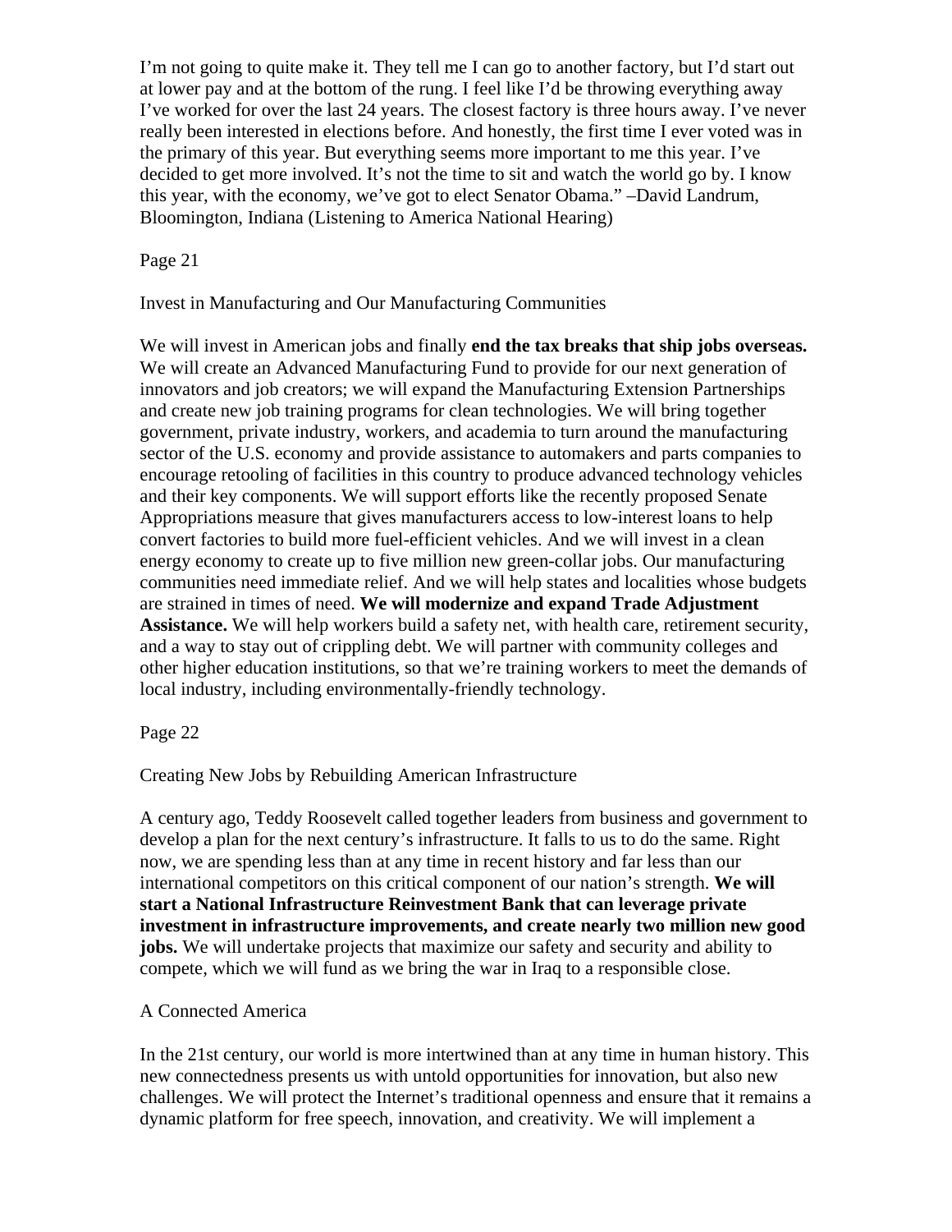I'm not going to quite make it. They tell me I can go to another factory, but I'd start out at lower pay and at the bottom of the rung. I feel like I'd be throwing everything away I've worked for over the last 24 years. The closest factory is three hours away. I've never really been interested in elections before. And honestly, the first time I ever voted was in the primary of this year. But everything seems more important to me this year. I've decided to get more involved. It's not the time to sit and watch the world go by. I know this year, with the economy, we've got to elect Senator Obama." –David Landrum, Bloomington, Indiana (Listening to America National Hearing)

Page 21

## Invest in Manufacturing and Our Manufacturing Communities

We will invest in American jobs and finally **end the tax breaks that ship jobs overseas.** We will create an Advanced Manufacturing Fund to provide for our next generation of innovators and job creators; we will expand the Manufacturing Extension Partnerships and create new job training programs for clean technologies. We will bring together government, private industry, workers, and academia to turn around the manufacturing sector of the U.S. economy and provide assistance to automakers and parts companies to encourage retooling of facilities in this country to produce advanced technology vehicles and their key components. We will support efforts like the recently proposed Senate Appropriations measure that gives manufacturers access to low-interest loans to help convert factories to build more fuel-efficient vehicles. And we will invest in a clean energy economy to create up to five million new green-collar jobs. Our manufacturing communities need immediate relief. And we will help states and localities whose budgets are strained in times of need. **We will modernize and expand Trade Adjustment Assistance.** We will help workers build a safety net, with health care, retirement security, and a way to stay out of crippling debt. We will partner with community colleges and other higher education institutions, so that we're training workers to meet the demands of local industry, including environmentally-friendly technology.

Page 22

## Creating New Jobs by Rebuilding American Infrastructure

A century ago, Teddy Roosevelt called together leaders from business and government to develop a plan for the next century's infrastructure. It falls to us to do the same. Right now, we are spending less than at any time in recent history and far less than our international competitors on this critical component of our nation's strength. **We will start a National Infrastructure Reinvestment Bank that can leverage private investment in infrastructure improvements, and create nearly two million new good jobs.** We will undertake projects that maximize our safety and security and ability to compete, which we will fund as we bring the war in Iraq to a responsible close.

## A Connected America

In the 21st century, our world is more intertwined than at any time in human history. This new connectedness presents us with untold opportunities for innovation, but also new challenges. We will protect the Internet's traditional openness and ensure that it remains a dynamic platform for free speech, innovation, and creativity. We will implement a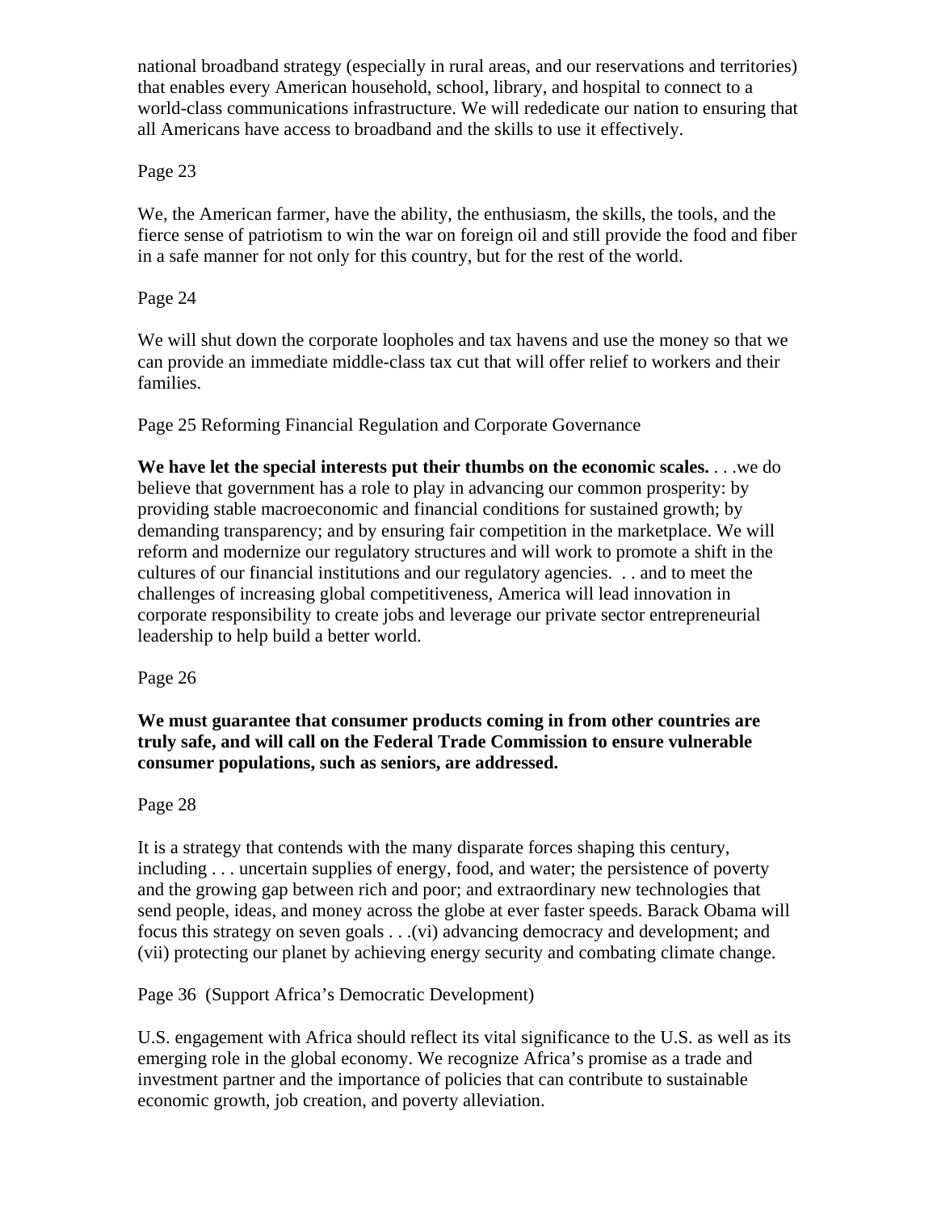national broadband strategy (especially in rural areas, and our reservations and territories) that enables every American household, school, library, and hospital to connect to a world-class communications infrastructure. We will rededicate our nation to ensuring that all Americans have access to broadband and the skills to use it effectively.

Page 23

We, the American farmer, have the ability, the enthusiasm, the skills, the tools, and the fierce sense of patriotism to win the war on foreign oil and still provide the food and fiber in a safe manner for not only for this country, but for the rest of the world.

Page 24

We will shut down the corporate loopholes and tax havens and use the money so that we can provide an immediate middle-class tax cut that will offer relief to workers and their families.

Page 25 Reforming Financial Regulation and Corporate Governance

**We have let the special interests put their thumbs on the economic scales.** . . .we do believe that government has a role to play in advancing our common prosperity: by providing stable macroeconomic and financial conditions for sustained growth; by demanding transparency; and by ensuring fair competition in the marketplace. We will reform and modernize our regulatory structures and will work to promote a shift in the cultures of our financial institutions and our regulatory agencies. . . and to meet the challenges of increasing global competitiveness, America will lead innovation in corporate responsibility to create jobs and leverage our private sector entrepreneurial leadership to help build a better world.

Page 26

**We must guarantee that consumer products coming in from other countries are truly safe, and will call on the Federal Trade Commission to ensure vulnerable consumer populations, such as seniors, are addressed.**

Page 28

It is a strategy that contends with the many disparate forces shaping this century, including . . . uncertain supplies of energy, food, and water; the persistence of poverty and the growing gap between rich and poor; and extraordinary new technologies that send people, ideas, and money across the globe at ever faster speeds. Barack Obama will focus this strategy on seven goals . . .(vi) advancing democracy and development; and (vii) protecting our planet by achieving energy security and combating climate change.

Page 36 (Support Africa's Democratic Development)

U.S. engagement with Africa should reflect its vital significance to the U.S. as well as its emerging role in the global economy. We recognize Africa's promise as a trade and investment partner and the importance of policies that can contribute to sustainable economic growth, job creation, and poverty alleviation.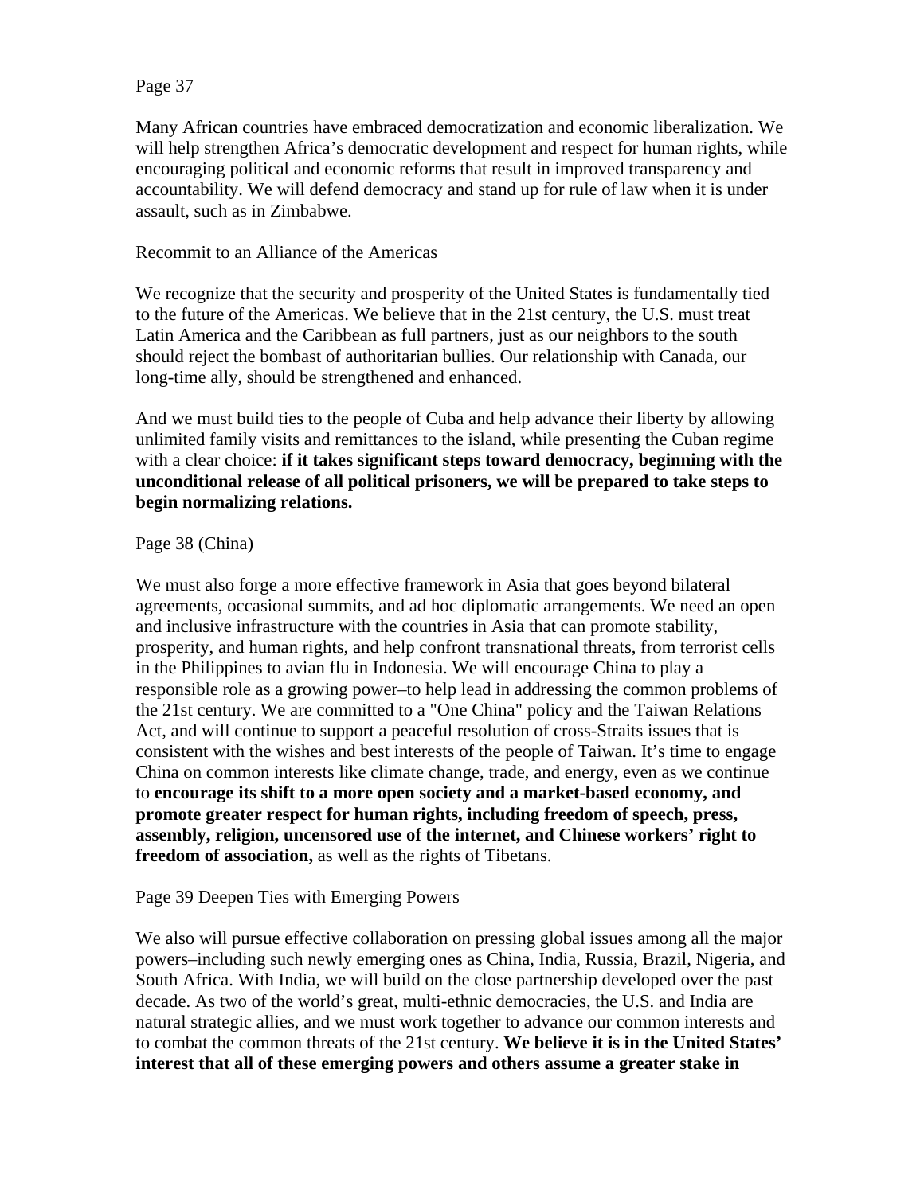Page 37

Many African countries have embraced democratization and economic liberalization. We will help strengthen Africa's democratic development and respect for human rights, while encouraging political and economic reforms that result in improved transparency and accountability. We will defend democracy and stand up for rule of law when it is under assault, such as in Zimbabwe.

Recommit to an Alliance of the Americas

We recognize that the security and prosperity of the United States is fundamentally tied to the future of the Americas. We believe that in the 21st century, the U.S. must treat Latin America and the Caribbean as full partners, just as our neighbors to the south should reject the bombast of authoritarian bullies. Our relationship with Canada, our long-time ally, should be strengthened and enhanced.

And we must build ties to the people of Cuba and help advance their liberty by allowing unlimited family visits and remittances to the island, while presenting the Cuban regime with a clear choice: **if it takes significant steps toward democracy, beginning with the unconditional release of all political prisoners, we will be prepared to take steps to begin normalizing relations.**

Page 38 (China)

We must also forge a more effective framework in Asia that goes beyond bilateral agreements, occasional summits, and ad hoc diplomatic arrangements. We need an open and inclusive infrastructure with the countries in Asia that can promote stability, prosperity, and human rights, and help confront transnational threats, from terrorist cells in the Philippines to avian flu in Indonesia. We will encourage China to play a responsible role as a growing power–to help lead in addressing the common problems of the 21st century. We are committed to a "One China" policy and the Taiwan Relations Act, and will continue to support a peaceful resolution of cross-Straits issues that is consistent with the wishes and best interests of the people of Taiwan. It's time to engage China on common interests like climate change, trade, and energy, even as we continue to **encourage its shift to a more open society and a market-based economy, and promote greater respect for human rights, including freedom of speech, press, assembly, religion, uncensored use of the internet, and Chinese workers' right to freedom of association,** as well as the rights of Tibetans.

Page 39 Deepen Ties with Emerging Powers

We also will pursue effective collaboration on pressing global issues among all the major powers–including such newly emerging ones as China, India, Russia, Brazil, Nigeria, and South Africa. With India, we will build on the close partnership developed over the past decade. As two of the world's great, multi-ethnic democracies, the U.S. and India are natural strategic allies, and we must work together to advance our common interests and to combat the common threats of the 21st century. **We believe it is in the United States' interest that all of these emerging powers and others assume a greater stake in**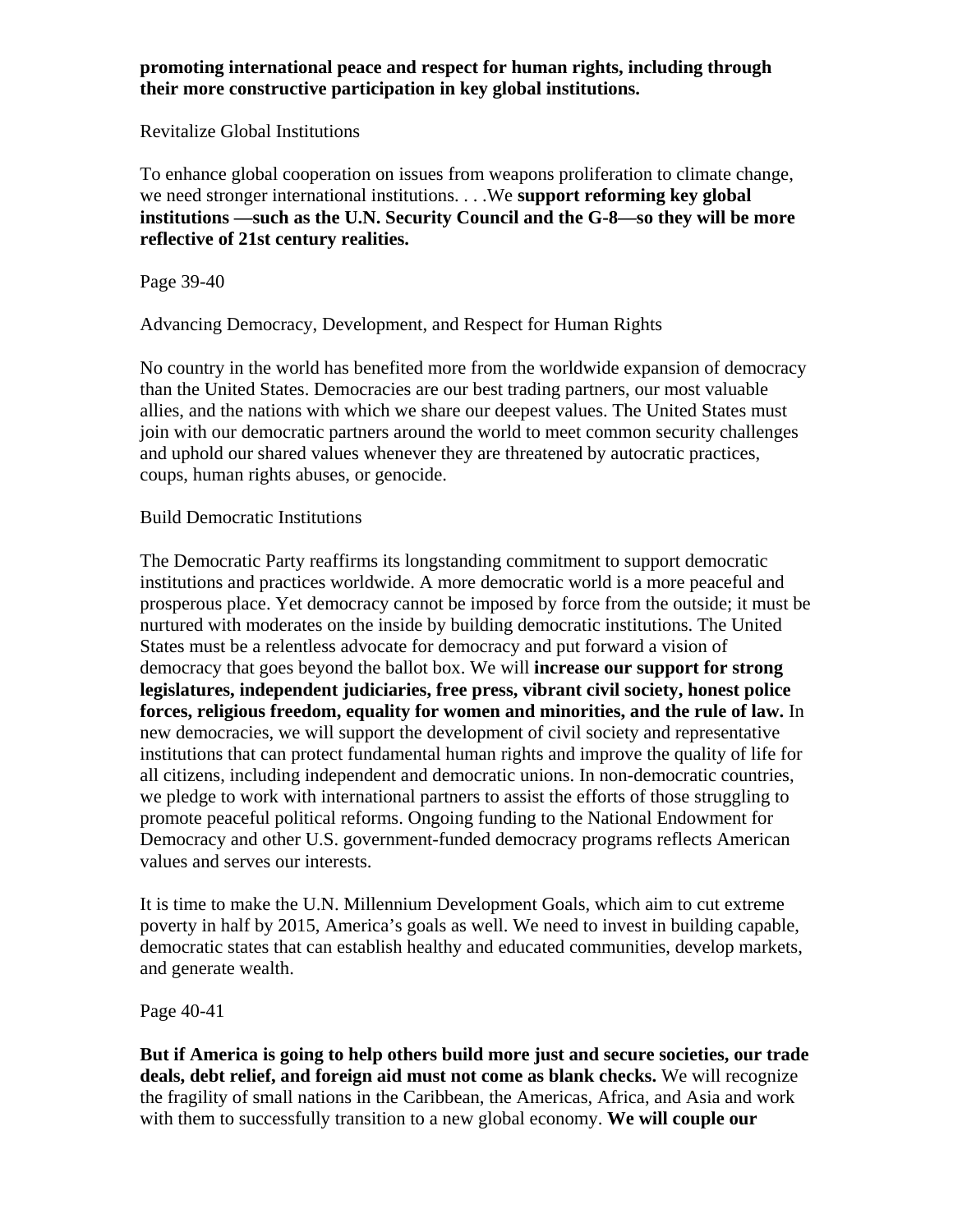**promoting international peace and respect for human rights, including through their more constructive participation in key global institutions.**

Revitalize Global Institutions

To enhance global cooperation on issues from weapons proliferation to climate change, we need stronger international institutions. . . .We **support reforming key global institutions —such as the U.N. Security Council and the G-8—so they will be more reflective of 21st century realities.**

Page 39-40

Advancing Democracy, Development, and Respect for Human Rights

No country in the world has benefited more from the worldwide expansion of democracy than the United States. Democracies are our best trading partners, our most valuable allies, and the nations with which we share our deepest values. The United States must join with our democratic partners around the world to meet common security challenges and uphold our shared values whenever they are threatened by autocratic practices, coups, human rights abuses, or genocide.

Build Democratic Institutions

The Democratic Party reaffirms its longstanding commitment to support democratic institutions and practices worldwide. A more democratic world is a more peaceful and prosperous place. Yet democracy cannot be imposed by force from the outside; it must be nurtured with moderates on the inside by building democratic institutions. The United States must be a relentless advocate for democracy and put forward a vision of democracy that goes beyond the ballot box. We will **increase our support for strong legislatures, independent judiciaries, free press, vibrant civil society, honest police forces, religious freedom, equality for women and minorities, and the rule of law.** In new democracies, we will support the development of civil society and representative institutions that can protect fundamental human rights and improve the quality of life for all citizens, including independent and democratic unions. In non-democratic countries, we pledge to work with international partners to assist the efforts of those struggling to promote peaceful political reforms. Ongoing funding to the National Endowment for Democracy and other U.S. government-funded democracy programs reflects American values and serves our interests.

It is time to make the U.N. Millennium Development Goals, which aim to cut extreme poverty in half by 2015, America's goals as well. We need to invest in building capable, democratic states that can establish healthy and educated communities, develop markets, and generate wealth.

Page 40-41

**But if America is going to help others build more just and secure societies, our trade deals, debt relief, and foreign aid must not come as blank checks.** We will recognize the fragility of small nations in the Caribbean, the Americas, Africa, and Asia and work with them to successfully transition to a new global economy. **We will couple our**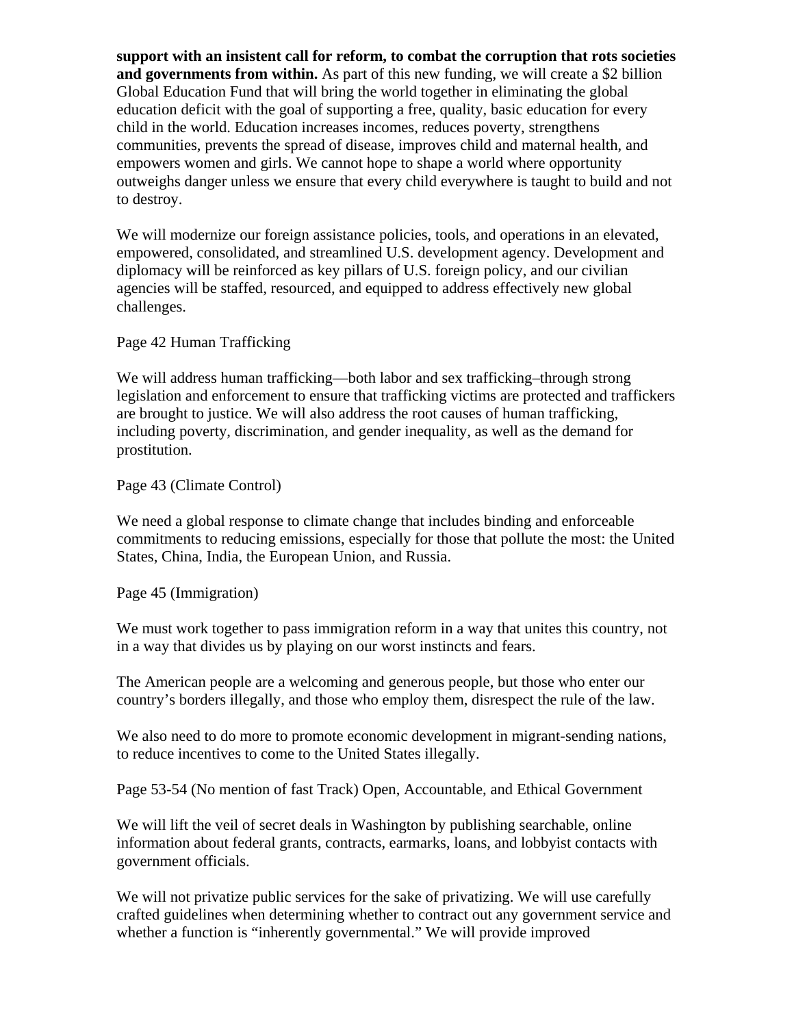**support with an insistent call for reform, to combat the corruption that rots societies and governments from within.** As part of this new funding, we will create a $2 billion Global Education Fund that will bring the world together in eliminating the global education deficit with the goal of supporting a free, quality, basic education for every child in the world. Education increases incomes, reduces poverty, strengthens communities, prevents the spread of disease, improves child and maternal health, and empowers women and girls. We cannot hope to shape a world where opportunity outweighs danger unless we ensure that every child everywhere is taught to build and not to destroy.

We will modernize our foreign assistance policies, tools, and operations in an elevated, empowered, consolidated, and streamlined U.S. development agency. Development and diplomacy will be reinforced as key pillars of U.S. foreign policy, and our civilian agencies will be staffed, resourced, and equipped to address effectively new global challenges.

Page 42 Human Trafficking

We will address human trafficking—both labor and sex trafficking–through strong legislation and enforcement to ensure that trafficking victims are protected and traffickers are brought to justice. We will also address the root causes of human trafficking, including poverty, discrimination, and gender inequality, as well as the demand for prostitution.

Page 43 (Climate Control)

We need a global response to climate change that includes binding and enforceable commitments to reducing emissions, especially for those that pollute the most: the United States, China, India, the European Union, and Russia.

Page 45 (Immigration)

We must work together to pass immigration reform in a way that unites this country, not in a way that divides us by playing on our worst instincts and fears.

The American people are a welcoming and generous people, but those who enter our country's borders illegally, and those who employ them, disrespect the rule of the law.

We also need to do more to promote economic development in migrant-sending nations, to reduce incentives to come to the United States illegally.

Page 53-54 (No mention of fast Track) Open, Accountable, and Ethical Government

We will lift the veil of secret deals in Washington by publishing searchable, online information about federal grants, contracts, earmarks, loans, and lobbyist contacts with government officials.

We will not privatize public services for the sake of privatizing. We will use carefully crafted guidelines when determining whether to contract out any government service and whether a function is "inherently governmental." We will provide improved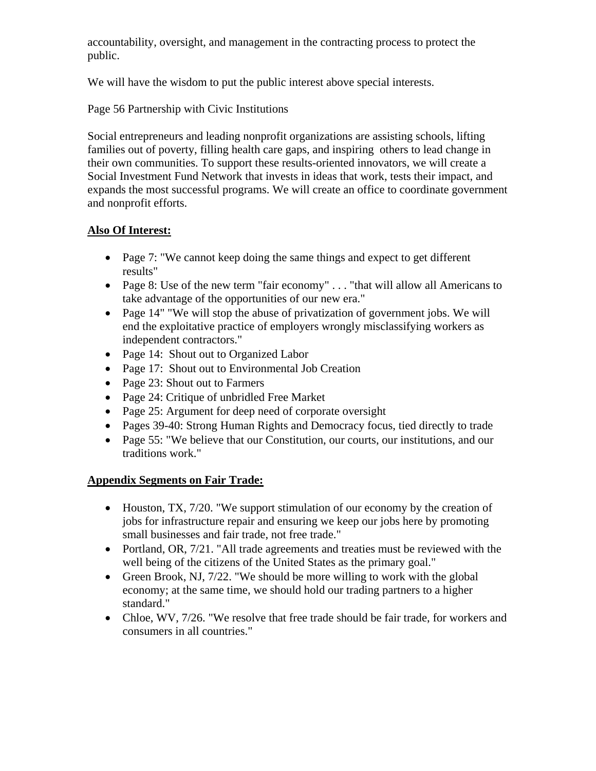accountability, oversight, and management in the contracting process to protect the public.

We will have the wisdom to put the public interest above special interests.

Page 56 Partnership with Civic Institutions

Social entrepreneurs and leading nonprofit organizations are assisting schools, lifting families out of poverty, filling health care gaps, and inspiring others to lead change in their own communities. To support these results-oriented innovators, we will create a Social Investment Fund Network that invests in ideas that work, tests their impact, and expands the most successful programs. We will create an office to coordinate government and nonprofit efforts.

**Also Of Interest:**

- Page 7: "We cannot keep doing the same things and expect to get different results"
- Page 8: Use of the new term "fair economy" . . . "that will allow all Americans to take advantage of the opportunities of our new era."
- Page 14" "We will stop the abuse of privatization of government jobs. We will end the exploitative practice of employers wrongly misclassifying workers as independent contractors."
- Page 14: Shout out to Organized Labor
- Page 17: Shout out to Environmental Job Creation
- Page 23: Shout out to Farmers
- Page 24: Critique of unbridled Free Market
- Page 25: Argument for deep need of corporate oversight
- Pages 39-40: Strong Human Rights and Democracy focus, tied directly to trade
- Page 55: "We believe that our Constitution, our courts, our institutions, and our traditions work."

**Appendix Segments on Fair Trade:**

- Houston, TX, 7/20. "We support stimulation of our economy by the creation of jobs for infrastructure repair and ensuring we keep our jobs here by promoting small businesses and fair trade, not free trade."
- Portland, OR, 7/21. "All trade agreements and treaties must be reviewed with the well being of the citizens of the United States as the primary goal."
- Green Brook, NJ, 7/22. "We should be more willing to work with the global economy; at the same time, we should hold our trading partners to a higher standard."
- Chloe, WV, 7/26. "We resolve that free trade should be fair trade, for workers and consumers in all countries."